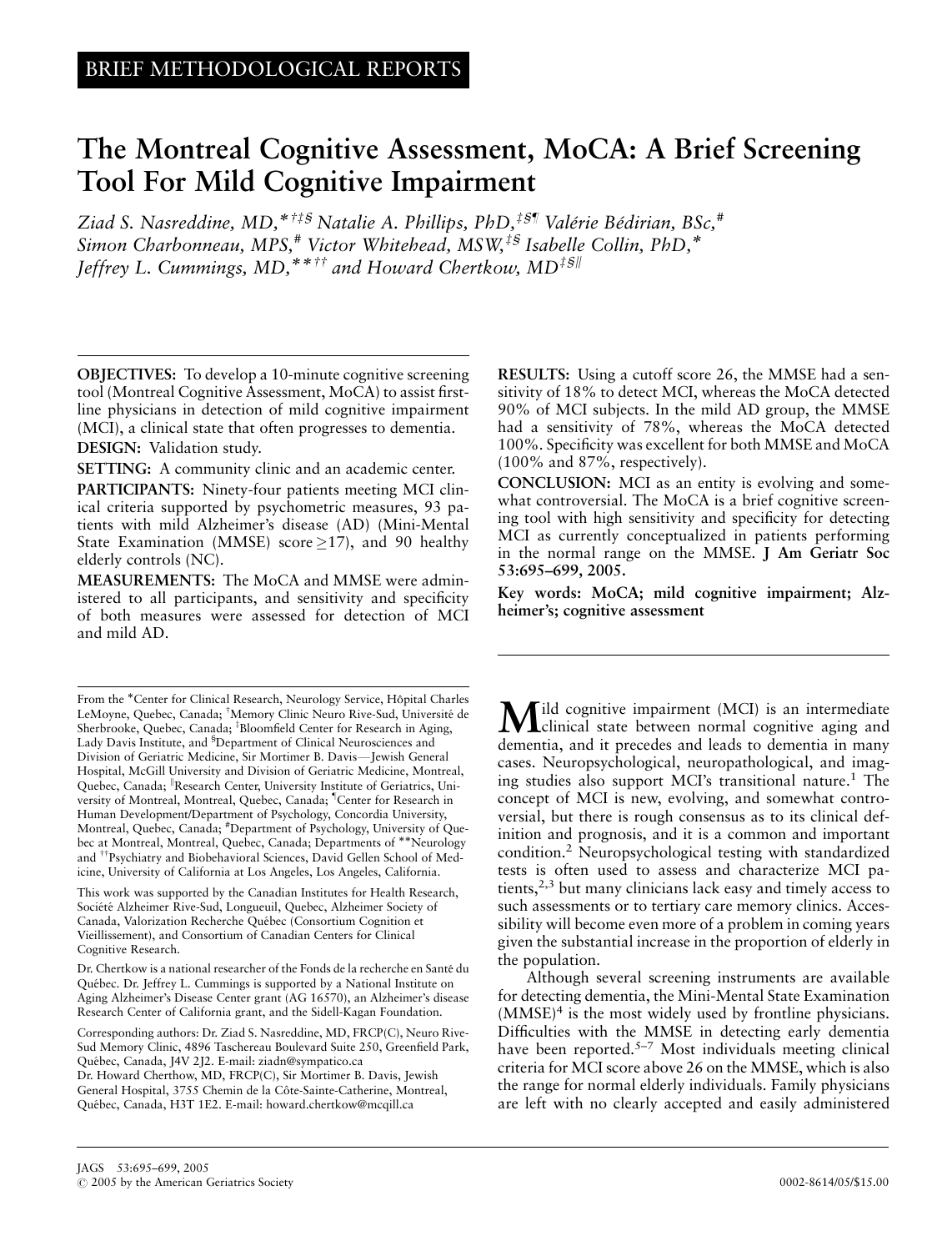BRIEF METHODOLOGICAL REPORTS

# The Montreal Cognitive Assessment, MoCA: A Brief Screening Tool For Mild Cognitive Impairment

*Ziad S. Nasreddine, MD,*[*†‡§] *Natalie A. Phillips, PhD,*[‡§¶] *Valérie Bédirian, BSc,*[#] *Simon Charbonneau, MPS,*[#] *Victor Whitehead, MSW,*[‡§] *Isabelle Collin, PhD,*[*] *Jeffrey L. Cummings, MD,*[**††] *and Howard Chertkow, MD*[‡§‖]

**OBJECTIVES:** To develop a 10-minute cognitive screening tool (Montreal Cognitive Assessment, MoCA) to assist first-line physicians in detection of mild cognitive impairment (MCI), a clinical state that often progresses to dementia.

**DESIGN:** Validation study.

**SETTING:** A community clinic and an academic center.

**PARTICIPANTS:** Ninety-four patients meeting MCI clinical criteria supported by psychometric measures, 93 patients with mild Alzheimer's disease (AD) (Mini-Mental State Examination (MMSE) score $\geq$17), and 90 healthy elderly controls (NC).

**MEASUREMENTS:** The MoCA and MMSE were administered to all participants, and sensitivity and specificity of both measures were assessed for detection of MCI and mild AD.

**RESULTS:** Using a cutoff score 26, the MMSE had a sensitivity of 18% to detect MCI, whereas the MoCA detected 90% of MCI subjects. In the mild AD group, the MMSE had a sensitivity of 78%, whereas the MoCA detected 100%. Specificity was excellent for both MMSE and MoCA (100% and 87%, respectively).

**CONCLUSION:** MCI as an entity is evolving and somewhat controversial. The MoCA is a brief cognitive screening tool with high sensitivity and specificity for detecting MCI as currently conceptualized in patients performing in the normal range on the MMSE. **J Am Geriatr Soc 53:695–699, 2005.**

**Key words: MoCA; mild cognitive impairment; Alzheimer's; cognitive assessment**

From the [*]Center for Clinical Research, Neurology Service, Hôpital Charles LeMoyne, Quebec, Canada; [†]Memory Clinic Neuro Rive-Sud, Université de Sherbrooke, Quebec, Canada; [‡]Bloomfield Center for Research in Aging, Lady Davis Institute, and [§]Department of Clinical Neurosciences and Division of Geriatric Medicine, Sir Mortimer B. Davis—Jewish General Hospital, McGill University and Division of Geriatric Medicine, Montreal, Quebec, Canada; [‖]Research Center, University Institute of Geriatrics, University of Montreal, Montreal, Quebec, Canada; [¶]Center for Research in Human Development/Department of Psychology, Concordia University, Montreal, Quebec, Canada; [#]Department of Psychology, University of Quebec at Montreal, Montreal, Quebec, Canada; Departments of [**]Neurology and [††]Psychiatry and Biobehavioral Sciences, David Gellen School of Medicine, University of California at Los Angeles, Los Angeles, California.

This work was supported by the Canadian Institutes for Health Research, Société Alzheimer Rive-Sud, Longueuil, Quebec, Alzheimer Society of Canada, Valorization Recherche Québec (Consortium Cognition et Vieillissement), and Consortium of Canadian Centers for Clinical Cognitive Research.

Dr. Chertkow is a national researcher of the Fonds de la recherche en Santé du Québec. Dr. Jeffrey L. Cummings is supported by a National Institute on Aging Alzheimer's Disease Center grant (AG 16570), an Alzheimer's disease Research Center of California grant, and the Sidell-Kagan Foundation.

Corresponding authors: Dr. Ziad S. Nasreddine, MD, FRCP(C), Neuro Rive-Sud Memory Clinic, 4896 Taschereau Boulevard Suite 250, Greenfield Park, Québec, Canada, J4V 2J2. E-mail: ziadn@sympatico.ca

Dr. Howard Cherthow, MD, FRCP(C), Sir Mortimer B. Davis, Jewish General Hospital, 3755 Chemin de la Côte-Sainte-Catherine, Montreal, Québec, Canada, H3T 1E2. E-mail: howard.chertkow@mcgill.ca

Mild cognitive impairment (MCI) is an intermediate clinical state between normal cognitive aging and dementia, and it precedes and leads to dementia in many cases. Neuropsychological, neuropathological, and imaging studies also support MCI's transitional nature.[1] The concept of MCI is new, evolving, and somewhat controversial, but there is rough consensus as to its clinical definition and prognosis, and it is a common and important condition.[2] Neuropsychological testing with standardized tests is often used to assess and characterize MCI patients,[2,3] but many clinicians lack easy and timely access to such assessments or to tertiary care memory clinics. Accessibility will become even more of a problem in coming years given the substantial increase in the proportion of elderly in the population.

Although several screening instruments are available for detecting dementia, the Mini-Mental State Examination (MMSE)[4] is the most widely used by frontline physicians. Difficulties with the MMSE in detecting early dementia have been reported.[5–7] Most individuals meeting clinical criteria for MCI score above 26 on the MMSE, which is also the range for normal elderly individuals. Family physicians are left with no clearly accepted and easily administered

© 2005 by the American Geriatrics Society

0002-8614/05/$15.00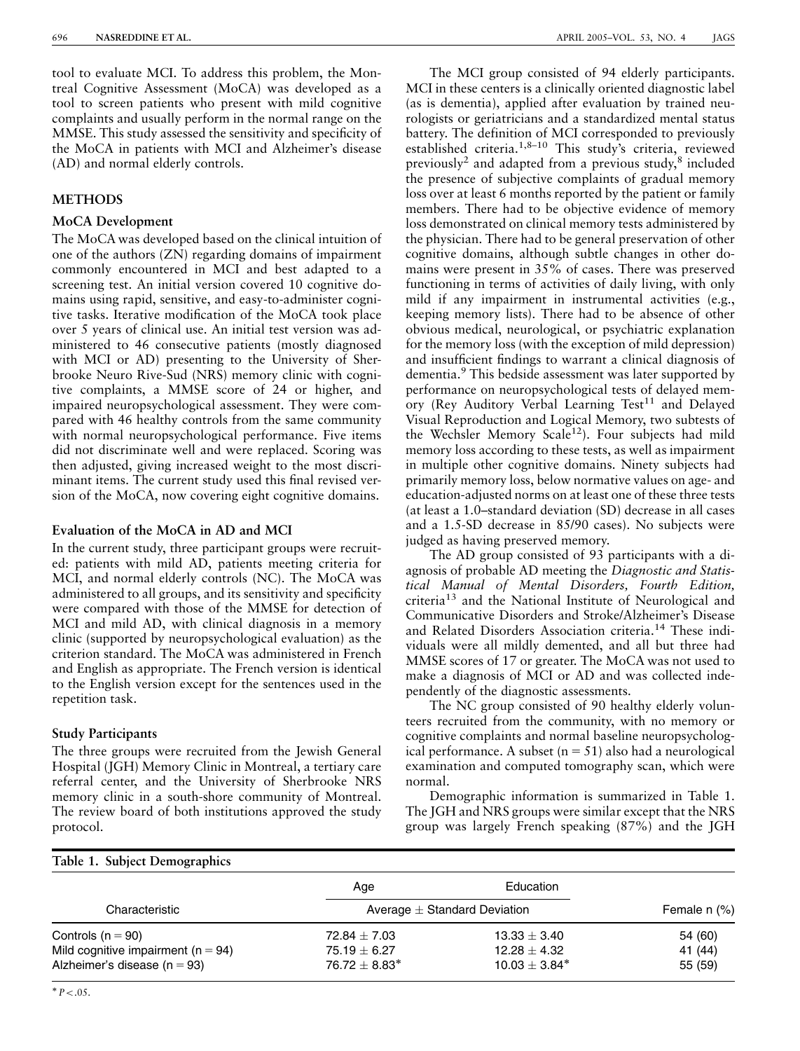tool to evaluate MCI. To address this problem, the Montreal Cognitive Assessment (MoCA) was developed as a tool to screen patients who present with mild cognitive complaints and usually perform in the normal range on the MMSE. This study assessed the sensitivity and specificity of the MoCA in patients with MCI and Alzheimer's disease (AD) and normal elderly controls.

## METHODS

### MoCA Development

The MoCA was developed based on the clinical intuition of one of the authors (ZN) regarding domains of impairment commonly encountered in MCI and best adapted to a screening test. An initial version covered 10 cognitive domains using rapid, sensitive, and easy-to-administer cognitive tasks. Iterative modification of the MoCA took place over 5 years of clinical use. An initial test version was administered to 46 consecutive patients (mostly diagnosed with MCI or AD) presenting to the University of Sherbrooke Neuro Rive-Sud (NRS) memory clinic with cognitive complaints, a MMSE score of 24 or higher, and impaired neuropsychological assessment. They were compared with 46 healthy controls from the same community with normal neuropsychological performance. Five items did not discriminate well and were replaced. Scoring was then adjusted, giving increased weight to the most discriminant items. The current study used this final revised version of the MoCA, now covering eight cognitive domains.

### Evaluation of the MoCA in AD and MCI

In the current study, three participant groups were recruited: patients with mild AD, patients meeting criteria for MCI, and normal elderly controls (NC). The MoCA was administered to all groups, and its sensitivity and specificity were compared with those of the MMSE for detection of MCI and mild AD, with clinical diagnosis in a memory clinic (supported by neuropsychological evaluation) as the criterion standard. The MoCA was administered in French and English as appropriate. The French version is identical to the English version except for the sentences used in the repetition task.

### Study Participants

The three groups were recruited from the Jewish General Hospital (JGH) Memory Clinic in Montreal, a tertiary care referral center, and the University of Sherbrooke NRS memory clinic in a south-shore community of Montreal. The review board of both institutions approved the study protocol.

The MCI group consisted of 94 elderly participants. MCI in these centers is a clinically oriented diagnostic label (as is dementia), applied after evaluation by trained neurologists or geriatricians and a standardized mental status battery. The definition of MCI corresponded to previously established criteria.[1,8–10] This study's criteria, reviewed previously[2] and adapted from a previous study,[8] included the presence of subjective complaints of gradual memory loss over at least 6 months reported by the patient or family members. There had to be objective evidence of memory loss demonstrated on clinical memory tests administered by the physician. There had to be general preservation of other cognitive domains, although subtle changes in other domains were present in 35% of cases. There was preserved functioning in terms of activities of daily living, with only mild if any impairment in instrumental activities (e.g., keeping memory lists). There had to be absence of other obvious medical, neurological, or psychiatric explanation for the memory loss (with the exception of mild depression) and insufficient findings to warrant a clinical diagnosis of dementia.[9] This bedside assessment was later supported by performance on neuropsychological tests of delayed memory (Rey Auditory Verbal Learning Test[11] and Delayed Visual Reproduction and Logical Memory, two subtests of the Wechsler Memory Scale[12]). Four subjects had mild memory loss according to these tests, as well as impairment in multiple other cognitive domains. Ninety subjects had primarily memory loss, below normative values on age- and education-adjusted norms on at least one of these three tests (at least a 1.0–standard deviation (SD) decrease in all cases and a 1.5-SD decrease in 85/90 cases). No subjects were judged as having preserved memory.

The AD group consisted of 93 participants with a diagnosis of probable AD meeting the *Diagnostic and Statistical Manual of Mental Disorders, Fourth Edition,* criteria[13] and the National Institute of Neurological and Communicative Disorders and Stroke/Alzheimer's Disease and Related Disorders Association criteria.[14] These individuals were all mildly demented, and all but three had MMSE scores of 17 or greater. The MoCA was not used to make a diagnosis of MCI or AD and was collected independently of the diagnostic assessments.

The NC group consisted of 90 healthy elderly volunteers recruited from the community, with no memory or cognitive complaints and normal baseline neuropsychological performance. A subset ($n = 51$) also had a neurological examination and computed tomography scan, which were normal.

Demographic information is summarized in Table 1. The JGH and NRS groups were similar except that the NRS group was largely French speaking (87%) and the JGH

**Table 1. Subject Demographics**

| Characteristic | Age | Education | Female n (%) |
|---|---|---|---|
| | Average ± Standard Deviation | | |
| Controls (n = 90) | 72.84 ± 7.03 | 13.33 ± 3.40 | 54 (60) |
| Mild cognitive impairment (n = 94) | 75.19 ± 6.27 | 12.28 ± 4.32 | 41 (44) |
| Alzheimer's disease (n = 93) | 76.72 ± 8.83* | 10.03 ± 3.84* | 55 (59) |

* $P < .05$.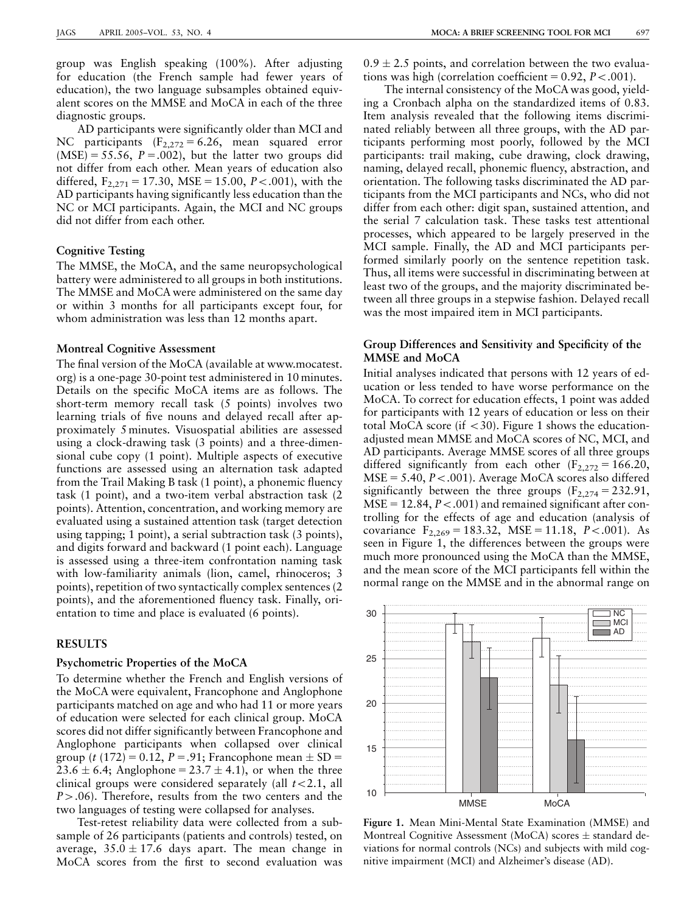group was English speaking (100%). After adjusting for education (the French sample had fewer years of education), the two language subsamples obtained equivalent scores on the MMSE and MoCA in each of the three diagnostic groups.

AD participants were significantly older than MCI and NC participants ($F_{2,272} = 6.26$, mean squared error (MSE) = 55.56, $P = .002$), but the latter two groups did not differ from each other. Mean years of education also differed, $F_{2,271} = 17.30$, MSE = 15.00, $P < .001$), with the AD participants having significantly less education than the NC or MCI participants. Again, the MCI and NC groups did not differ from each other.

### Cognitive Testing

The MMSE, the MoCA, and the same neuropsychological battery were administered to all groups in both institutions. The MMSE and MoCA were administered on the same day or within 3 months for all participants except four, for whom administration was less than 12 months apart.

### Montreal Cognitive Assessment

The final version of the MoCA (available at www.mocatest.org) is a one-page 30-point test administered in 10 minutes. Details on the specific MoCA items are as follows. The short-term memory recall task (5 points) involves two learning trials of five nouns and delayed recall after approximately 5 minutes. Visuospatial abilities are assessed using a clock-drawing task (3 points) and a three-dimensional cube copy (1 point). Multiple aspects of executive functions are assessed using an alternation task adapted from the Trail Making B task (1 point), a phonemic fluency task (1 point), and a two-item verbal abstraction task (2 points). Attention, concentration, and working memory are evaluated using a sustained attention task (target detection using tapping; 1 point), a serial subtraction task (3 points), and digits forward and backward (1 point each). Language is assessed using a three-item confrontation naming task with low-familiarity animals (lion, camel, rhinoceros; 3 points), repetition of two syntactically complex sentences (2 points), and the aforementioned fluency task. Finally, orientation to time and place is evaluated (6 points).

## RESULTS

### Psychometric Properties of the MoCA

To determine whether the French and English versions of the MoCA were equivalent, Francophone and Anglophone participants matched on age and who had 11 or more years of education were selected for each clinical group. MoCA scores did not differ significantly between Francophone and Anglophone participants when collapsed over clinical group ($t$ (172) = 0.12, $P = .91$; Francophone mean $\pm$ SD = 23.6 $\pm$ 6.4; Anglophone = 23.7 $\pm$ 4.1), or when the three clinical groups were considered separately (all $t < 2.1$, all $P > .06$). Therefore, results from the two centers and the two languages of testing were collapsed for analyses.

Test-retest reliability data were collected from a subsample of 26 participants (patients and controls) tested, on average, 35.0 $\pm$ 17.6 days apart. The mean change in MoCA scores from the first to second evaluation was 0.9 $\pm$ 2.5 points, and correlation between the two evaluations was high (correlation coefficient = 0.92, $P < .001$).

The internal consistency of the MoCA was good, yielding a Cronbach alpha on the standardized items of 0.83. Item analysis revealed that the following items discriminated reliably between all three groups, with the AD participants performing most poorly, followed by the MCI participants: trail making, cube drawing, clock drawing, naming, delayed recall, phonemic fluency, abstraction, and orientation. The following tasks discriminated the AD participants from the MCI participants and NCs, who did not differ from each other: digit span, sustained attention, and the serial 7 calculation task. These tasks test attentional processes, which appeared to be largely preserved in the MCI sample. Finally, the AD and MCI participants performed similarly poorly on the sentence repetition task. Thus, all items were successful in discriminating between at least two of the groups, and the majority discriminated between all three groups in a stepwise fashion. Delayed recall was the most impaired item in MCI participants.

### Group Differences and Sensitivity and Specificity of the MMSE and MoCA

Initial analyses indicated that persons with 12 years of education or less tended to have worse performance on the MoCA. To correct for education effects, 1 point was added for participants with 12 years of education or less on their total MoCA score (if $<30$). Figure 1 shows the education-adjusted mean MMSE and MoCA scores of NC, MCI, and AD participants. Average MMSE scores of all three groups differed significantly from each other ($F_{2,272} = 166.20$, MSE = 5.40, $P < .001$). Average MoCA scores also differed significantly between the three groups ($F_{2,274} = 232.91$, MSE = 12.84, $P < .001$) and remained significant after controlling for the effects of age and education (analysis of covariance $F_{2,269} = 183.32$, MSE = 11.18, $P < .001$). As seen in Figure 1, the differences between the groups were much more pronounced using the MoCA than the MMSE, and the mean score of the MCI participants fell within the normal range on the MMSE and in the abnormal range on

**Figure 1.** Mean Mini-Mental State Examination (MMSE) and Montreal Cognitive Assessment (MoCA) scores $\pm$ standard deviations for normal controls (NCs) and subjects with mild cognitive impairment (MCI) and Alzheimer's disease (AD).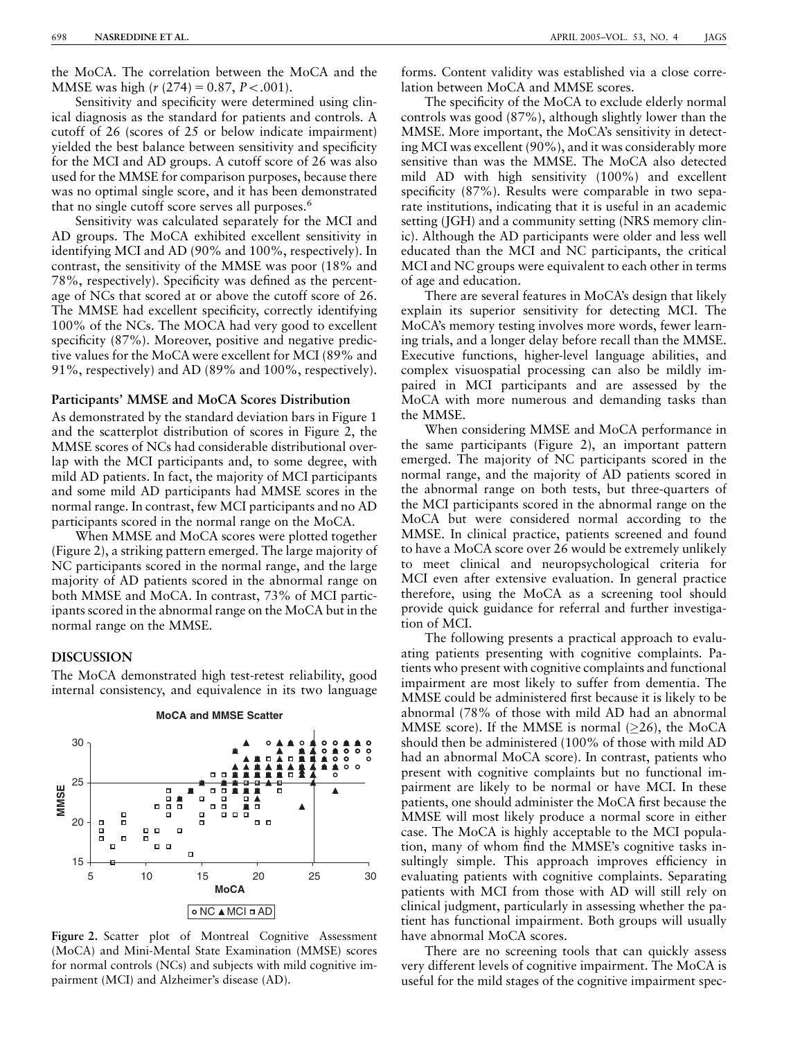the MoCA. The correlation between the MoCA and the MMSE was high ($r$ (274) = 0.87, $P < .001$).

Sensitivity and specificity were determined using clinical diagnosis as the standard for patients and controls. A cutoff of 26 (scores of 25 or below indicate impairment) yielded the best balance between sensitivity and specificity for the MCI and AD groups. A cutoff score of 26 was also used for the MMSE for comparison purposes, because there was no optimal single score, and it has been demonstrated that no single cutoff score serves all purposes.[6]

Sensitivity was calculated separately for the MCI and AD groups. The MoCA exhibited excellent sensitivity in identifying MCI and AD (90% and 100%, respectively). In contrast, the sensitivity of the MMSE was poor (18% and 78%, respectively). Specificity was defined as the percentage of NCs that scored at or above the cutoff score of 26. The MMSE had excellent specificity, correctly identifying 100% of the NCs. The MOCA had very good to excellent specificity (87%). Moreover, positive and negative predictive values for the MoCA were excellent for MCI (89% and 91%, respectively) and AD (89% and 100%, respectively).

### Participants' MMSE and MoCA Scores Distribution

As demonstrated by the standard deviation bars in Figure 1 and the scatterplot distribution of scores in Figure 2, the MMSE scores of NCs had considerable distributional overlap with the MCI participants and, to some degree, with mild AD patients. In fact, the majority of MCI participants and some mild AD participants had MMSE scores in the normal range. In contrast, few MCI participants and no AD participants scored in the normal range on the MoCA.

When MMSE and MoCA scores were plotted together (Figure 2), a striking pattern emerged. The large majority of NC participants scored in the normal range, and the large majority of AD patients scored in the abnormal range on both MMSE and MoCA. In contrast, 73% of MCI participants scored in the abnormal range on the MoCA but in the normal range on the MMSE.

## DISCUSSION

The MoCA demonstrated high test-retest reliability, good internal consistency, and equivalence in its two language forms. Content validity was established via a close correlation between MoCA and MMSE scores.

The specificity of the MoCA to exclude elderly normal controls was good (87%), although slightly lower than the MMSE. More important, the MoCA's sensitivity in detecting MCI was excellent (90%), and it was considerably more sensitive than was the MMSE. The MoCA also detected mild AD with high sensitivity (100%) and excellent specificity (87%). Results were comparable in two separate institutions, indicating that it is useful in an academic setting (JGH) and a community setting (NRS memory clinic). Although the AD participants were older and less well educated than the MCI and NC participants, the critical MCI and NC groups were equivalent to each other in terms of age and education.

There are several features in MoCA's design that likely explain its superior sensitivity for detecting MCI. The MoCA's memory testing involves more words, fewer learning trials, and a longer delay before recall than the MMSE. Executive functions, higher-level language abilities, and complex visuospatial processing can also be mildly impaired in MCI participants and are assessed by the MoCA with more numerous and demanding tasks than the MMSE.

When considering MMSE and MoCA performance in the same participants (Figure 2), an important pattern emerged. The majority of NC participants scored in the normal range, and the majority of AD patients scored in the abnormal range on both tests, but three-quarters of the MCI participants scored in the abnormal range on the MoCA but were considered normal according to the MMSE. In clinical practice, patients screened and found to have a MoCA score over 26 would be extremely unlikely to meet clinical and neuropsychological criteria for MCI even after extensive evaluation. In general practice therefore, using the MoCA as a screening tool should provide quick guidance for referral and further investigation of MCI.

The following presents a practical approach to evaluating patients presenting with cognitive complaints. Patients who present with cognitive complaints and functional impairment are most likely to suffer from dementia. The MMSE could be administered first because it is likely to be abnormal (78% of those with mild AD had an abnormal MMSE score). If the MMSE is normal ($\geq$26), the MoCA should then be administered (100% of those with mild AD had an abnormal MoCA score). In contrast, patients who present with cognitive complaints but no functional impairment are likely to be normal or have MCI. In these patients, one should administer the MoCA first because the MMSE will most likely produce a normal score in either case. The MoCA is highly acceptable to the MCI population, many of whom find the MMSE's cognitive tasks insultingly simple. This approach improves efficiency in evaluating patients with cognitive complaints. Separating patients with MCI from those with AD will still rely on clinical judgment, particularly in assessing whether the patient has functional impairment. Both groups will usually have abnormal MoCA scores.

There are no screening tools that can quickly assess very different levels of cognitive impairment. The MoCA is useful for the mild stages of the cognitive impairment spec-

MoCA and MMSE Scatter

MMSE

30
25
20
15

5 10 15 20 25 30

MoCA

NC MCI AD

**Figure 2.** Scatter plot of Montreal Cognitive Assessment (MoCA) and Mini-Mental State Examination (MMSE) scores for normal controls (NCs) and subjects with mild cognitive impairment (MCI) and Alzheimer's disease (AD).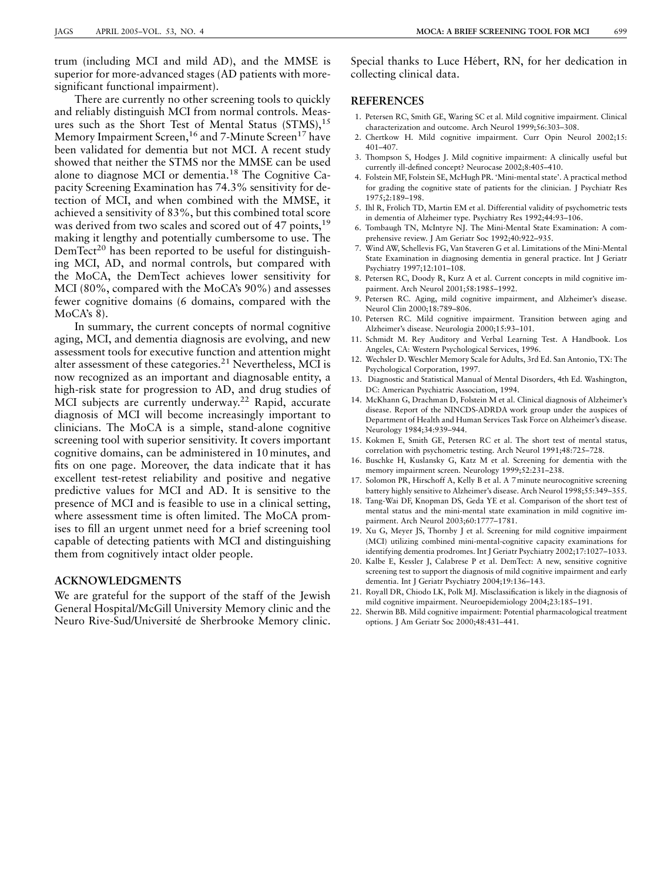trum (including MCI and mild AD), and the MMSE is superior for more-advanced stages (AD patients with more-significant functional impairment).

There are currently no other screening tools to quickly and reliably distinguish MCI from normal controls. Measures such as the Short Test of Mental Status (STMS),[15] Memory Impairment Screen,[16] and 7-Minute Screen[17] have been validated for dementia but not MCI. A recent study showed that neither the STMS nor the MMSE can be used alone to diagnose MCI or dementia.[18] The Cognitive Capacity Screening Examination has 74.3% sensitivity for detection of MCI, and when combined with the MMSE, it achieved a sensitivity of 83%, but this combined total score was derived from two scales and scored out of 47 points,[19] making it lengthy and potentially cumbersome to use. The DemTect[20] has been reported to be useful for distinguishing MCI, AD, and normal controls, but compared with the MoCA, the DemTect achieves lower sensitivity for MCI (80%, compared with the MoCA's 90%) and assesses fewer cognitive domains (6 domains, compared with the MoCA's 8).

In summary, the current concepts of normal cognitive aging, MCI, and dementia diagnosis are evolving, and new assessment tools for executive function and attention might alter assessment of these categories.[21] Nevertheless, MCI is now recognized as an important and diagnosable entity, a high-risk state for progression to AD, and drug studies of MCI subjects are currently underway.[22] Rapid, accurate diagnosis of MCI will become increasingly important to clinicians. The MoCA is a simple, stand-alone cognitive screening tool with superior sensitivity. It covers important cognitive domains, can be administered in 10 minutes, and fits on one page. Moreover, the data indicate that it has excellent test-retest reliability and positive and negative predictive values for MCI and AD. It is sensitive to the presence of MCI and is feasible to use in a clinical setting, where assessment time is often limited. The MoCA promises to fill an urgent unmet need for a brief screening tool capable of detecting patients with MCI and distinguishing them from cognitively intact older people.

## ACKNOWLEDGMENTS

We are grateful for the support of the staff of the Jewish General Hospital/McGill University Memory clinic and the Neuro Rive-Sud/Université de Sherbrooke Memory clinic. Special thanks to Luce Hébert, RN, for her dedication in collecting clinical data.

## REFERENCES

1. Petersen RC, Smith GE, Waring SC et al. Mild cognitive impairment. Clinical characterization and outcome. Arch Neurol 1999;56:303–308.
2. Chertkow H. Mild cognitive impairment. Curr Opin Neurol 2002;15: 401–407.
3. Thompson S, Hodges J. Mild cognitive impairment: A clinically useful but currently ill-defined concept? Neurocase 2002;8:405–410.
4. Folstein MF, Folstein SE, McHugh PR. 'Mini-mental state'. A practical method for grading the cognitive state of patients for the clinician. J Psychiatr Res 1975;2:189–198.
5. Ihl R, Frölich TD, Martin EM et al. Differential validity of psychometric tests in dementia of Alzheimer type. Psychiatry Res 1992;44:93–106.
6. Tombaugh TN, McIntyre NJ. The Mini-Mental State Examination: A comprehensive review. J Am Geriatr Soc 1992;40:922–935.
7. Wind AW, Schellevis FG, Van Staveren G et al. Limitations of the Mini-Mental State Examination in diagnosing dementia in general practice. Int J Geriatr Psychiatry 1997;12:101–108.
8. Petersen RC, Doody R, Kurz A et al. Current concepts in mild cognitive impairment. Arch Neurol 2001;58:1985–1992.
9. Petersen RC. Aging, mild cognitive impairment, and Alzheimer's disease. Neurol Clin 2000;18:789–806.
10. Petersen RC. Mild cognitive impairment. Transition between aging and Alzheimer's disease. Neurologia 2000;15:93–101.
11. Schmidt M. Rey Auditory and Verbal Learning Test. A Handbook. Los Angeles, CA: Western Psychological Services, 1996.
12. Wechsler D. Weschler Memory Scale for Adults, 3rd Ed. San Antonio, TX: The Psychological Corporation, 1997.
13. Diagnostic and Statistical Manual of Mental Disorders, 4th Ed. Washington, DC: American Psychiatric Association, 1994.
14. McKhann G, Drachman D, Folstein M et al. Clinical diagnosis of Alzheimer's disease. Report of the NINCDS-ADRDA work group under the auspices of Department of Health and Human Services Task Force on Alzheimer's disease. Neurology 1984;34:939–944.
15. Kokmen E, Smith GE, Petersen RC et al. The short test of mental status, correlation with psychometric testing. Arch Neurol 1991;48:725–728.
16. Buschke H, Kuslansky G, Katz M et al. Screening for dementia with the memory impairment screen. Neurology 1999;52:231–238.
17. Solomon PR, Hirschoff A, Kelly B et al. A 7 minute neurocognitive screening battery highly sensitive to Alzheimer's disease. Arch Neurol 1998;55:349–355.
18. Tang-Wai DF, Knopman DS, Geda YE et al. Comparison of the short test of mental status and the mini-mental state examination in mild cognitive impairment. Arch Neurol 2003;60:1777–1781.
19. Xu G, Meyer JS, Thornby J et al. Screening for mild cognitive impairment (MCI) utilizing combined mini-mental-cognitive capacity examinations for identifying dementia prodromes. Int J Geriatr Psychiatry 2002;17:1027–1033.
20. Kalbe E, Kessler J, Calabrese P et al. DemTect: A new, sensitive cognitive screening test to support the diagnosis of mild cognitive impairment and early dementia. Int J Geriatr Psychiatry 2004;19:136–143.
21. Royall DR, Chiodo LK, Polk MJ. Misclassification is likely in the diagnosis of mild cognitive impairment. Neuroepidemiology 2004;23:185–191.
22. Sherwin BB. Mild cognitive impairment: Potential pharmacological treatment options. J Am Geriatr Soc 2000;48:431–441.